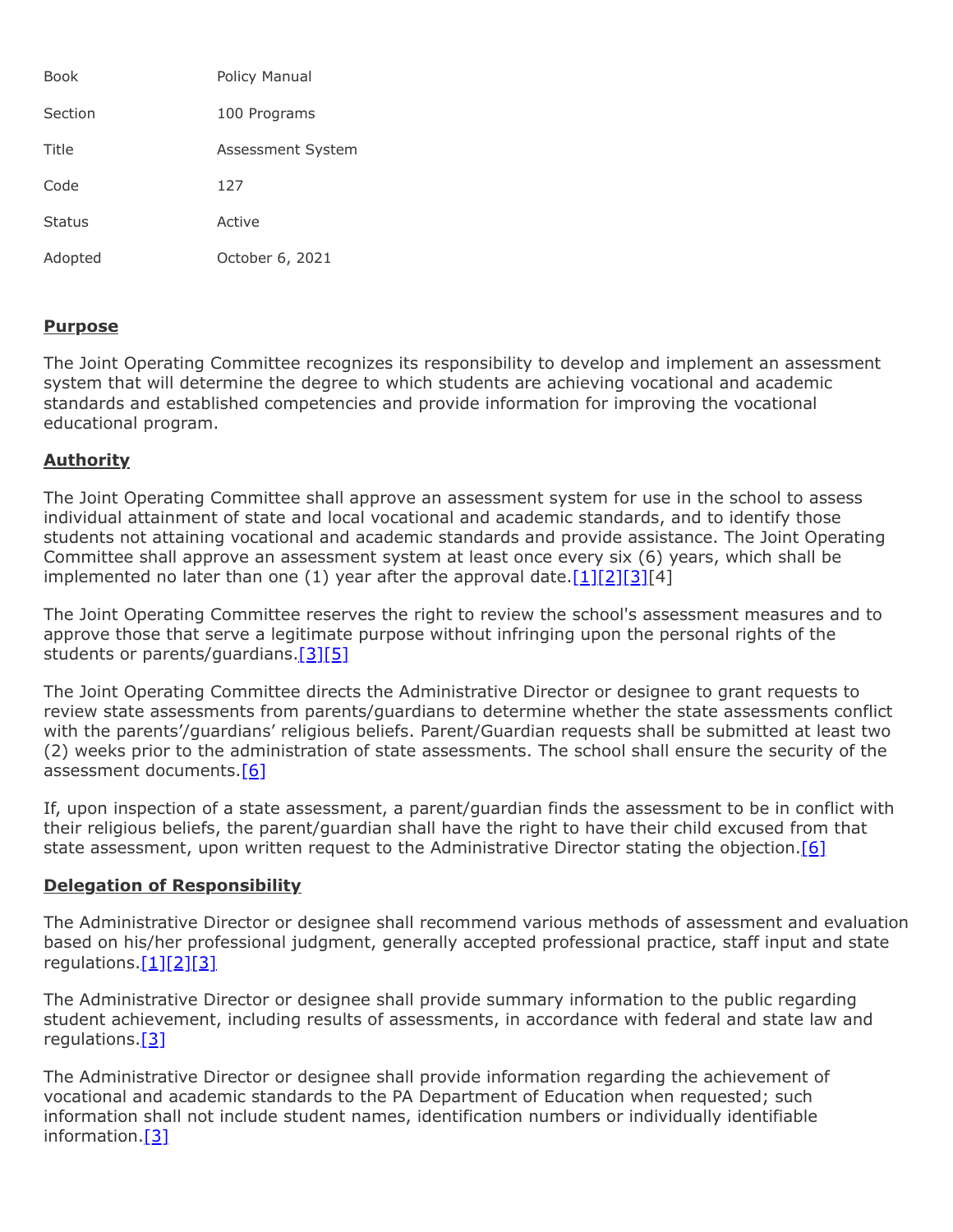| Book | Policy Manual |
| --- | --- |
| Section | 100 Programs |
| Title | Assessment System |
| Code | 127 |
| Status | Active |
| Adopted | October 6, 2021 |

## Purpose

The Joint Operating Committee recognizes its responsibility to develop and implement an assessment system that will determine the degree to which students are achieving vocational and academic standards and established competencies and provide information for improving the vocational educational program.

## Authority

The Joint Operating Committee shall approve an assessment system for use in the school to assess individual attainment of state and local vocational and academic standards, and to identify those students not attaining vocational and academic standards and provide assistance. The Joint Operating Committee shall approve an assessment system at least once every six (6) years, which shall be implemented no later than one (1) year after the approval date.[1][2][3][4]

The Joint Operating Committee reserves the right to review the school's assessment measures and to approve those that serve a legitimate purpose without infringing upon the personal rights of the students or parents/guardians.[3][5]

The Joint Operating Committee directs the Administrative Director or designee to grant requests to review state assessments from parents/guardians to determine whether the state assessments conflict with the parents'/guardians' religious beliefs. Parent/Guardian requests shall be submitted at least two (2) weeks prior to the administration of state assessments. The school shall ensure the security of the assessment documents.[6]

If, upon inspection of a state assessment, a parent/guardian finds the assessment to be in conflict with their religious beliefs, the parent/guardian shall have the right to have their child excused from that state assessment, upon written request to the Administrative Director stating the objection.[6]

## Delegation of Responsibility

The Administrative Director or designee shall recommend various methods of assessment and evaluation based on his/her professional judgment, generally accepted professional practice, staff input and state regulations.[1][2][3]

The Administrative Director or designee shall provide summary information to the public regarding student achievement, including results of assessments, in accordance with federal and state law and regulations.[3]

The Administrative Director or designee shall provide information regarding the achievement of vocational and academic standards to the PA Department of Education when requested; such information shall not include student names, identification numbers or individually identifiable information.[3]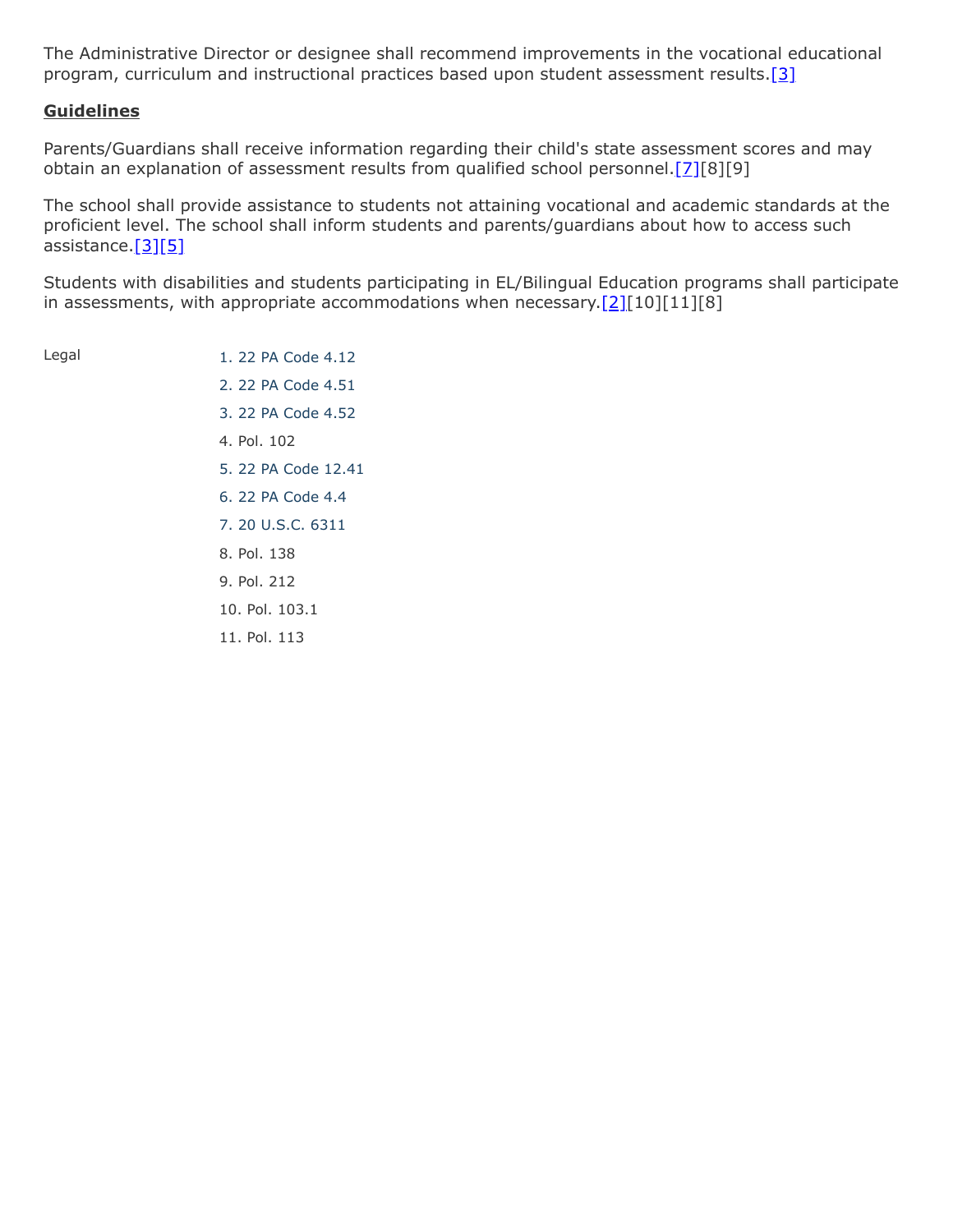The Administrative Director or designee shall recommend improvements in the vocational educational program, curriculum and instructional practices based upon student assessment results.[3]

**Guidelines**

Parents/Guardians shall receive information regarding their child's state assessment scores and may obtain an explanation of assessment results from qualified school personnel.[7][8][9]

The school shall provide assistance to students not attaining vocational and academic standards at the proficient level. The school shall inform students and parents/guardians about how to access such assistance.[3][5]

Students with disabilities and students participating in EL/Bilingual Education programs shall participate in assessments, with appropriate accommodations when necessary.[2][10][11][8]

Legal

1. 22 PA Code 4.12
2. 22 PA Code 4.51
3. 22 PA Code 4.52
4. Pol. 102
5. 22 PA Code 12.41
6. 22 PA Code 4.4
7. 20 U.S.C. 6311
8. Pol. 138
9. Pol. 212
10. Pol. 103.1
11. Pol. 113